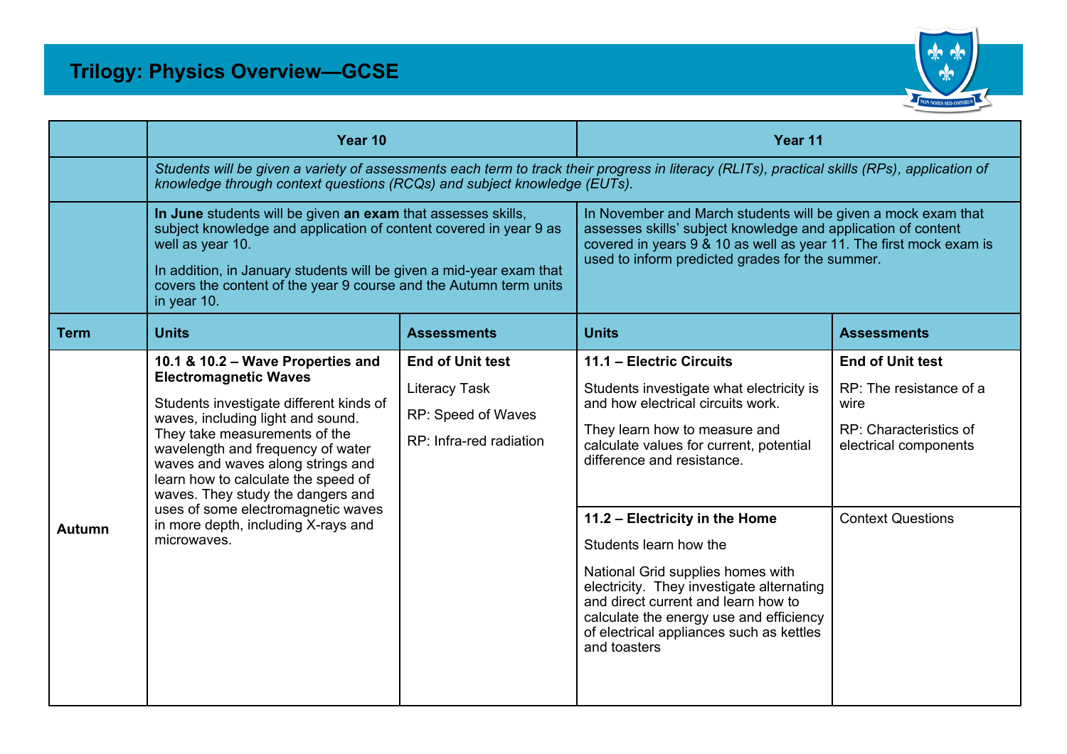# Trilogy: Physics Overview—GCSE

| | Year 10 | | Year 11 | |
|---|---|---|---|---|
| | *Students will be given a variety of assessments each term to track their progress in literacy (RLITs), practical skills (RPs), application of knowledge through context questions (RCQs) and subject knowledge (EUTs).* | | | |
| | **In June** students will be given **an exam** that assesses skills, subject knowledge and application of content covered in year 9 as well as year 10.<br><br>In addition, in January students will be given a mid-year exam that covers the content of the year 9 course and the Autumn term units in year 10. | | In November and March students will be given a mock exam that assesses skills' subject knowledge and application of content covered in years 9 & 10 as well as year 11. The first mock exam is used to inform predicted grades for the summer. | |
| **Term** | **Units** | **Assessments** | **Units** | **Assessments** |
| **Autumn** | **10.1 & 10.2 – Wave Properties and Electromagnetic Waves**<br><br>Students investigate different kinds of waves, including light and sound. They take measurements of the wavelength and frequency of water waves and waves along strings and learn how to calculate the speed of waves. They study the dangers and uses of some electromagnetic waves in more depth, including X-rays and microwaves. | **End of Unit test**<br><br>Literacy Task<br><br>RP: Speed of Waves<br><br>RP: Infra-red radiation | **11.1 – Electric Circuits**<br><br>Students investigate what electricity is and how electrical circuits work.<br><br>They learn how to measure and calculate values for current, potential difference and resistance. | **End of Unit test**<br><br>RP: The resistance of a wire<br><br>RP: Characteristics of electrical components |
| | | | **11.2 – Electricity in the Home**<br><br>Students learn how the<br><br>National Grid supplies homes with electricity. They investigate alternating and direct current and learn how to calculate the energy use and efficiency of electrical appliances such as kettles and toasters | Context Questions |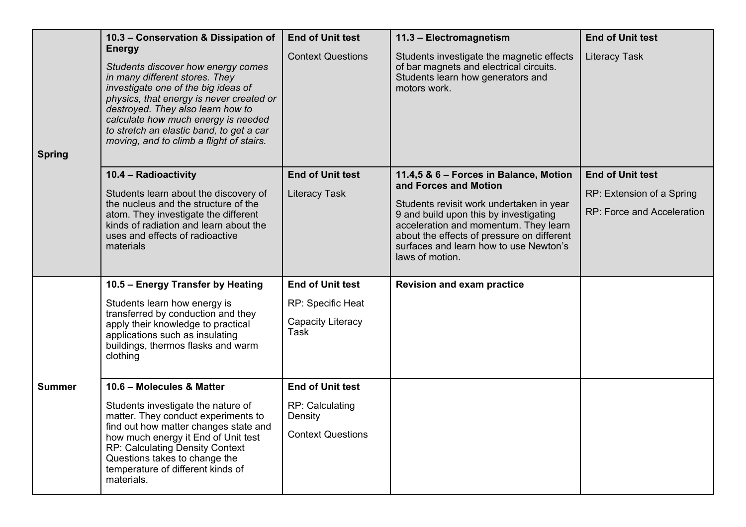| | | | | |
|---|---|---|---|---|
| **Spring** | **10.3 – Conservation & Dissipation of Energy**<br>*Students discover how energy comes in many different stores. They investigate one of the big ideas of physics, that energy is never created or destroyed. They also learn how to calculate how much energy is needed to stretch an elastic band, to get a car moving, and to climb a flight of stairs.* | **End of Unit test**<br>Context Questions | **11.3 – Electromagnetism**<br>Students investigate the magnetic effects of bar magnets and electrical circuits. Students learn how generators and motors work. | **End of Unit test**<br>Literacy Task |
| | **10.4 – Radioactivity**<br>Students learn about the discovery of the nucleus and the structure of the atom. They investigate the different kinds of radiation and learn about the uses and effects of radioactive materials | **End of Unit test**<br>Literacy Task | **11.4,5 & 6 – Forces in Balance, Motion and Forces and Motion**<br>Students revisit work undertaken in year 9 and build upon this by investigating acceleration and momentum. They learn about the effects of pressure on different surfaces and learn how to use Newton's laws of motion. | **End of Unit test**<br>RP: Extension of a Spring<br>RP: Force and Acceleration |
| **Summer** | **10.5 – Energy Transfer by Heating**<br>Students learn how energy is transferred by conduction and they apply their knowledge to practical applications such as insulating buildings, thermos flasks and warm clothing | **End of Unit test**<br>RP: Specific Heat<br>Capacity Literacy Task | **Revision and exam practice** | |
| | **10.6 – Molecules & Matter**<br>Students investigate the nature of matter. They conduct experiments to find out how matter changes state and how much energy it End of Unit test RP: Calculating Density Context Questions takes to change the temperature of different kinds of materials. | **End of Unit test**<br>RP: Calculating Density<br>Context Questions | | |